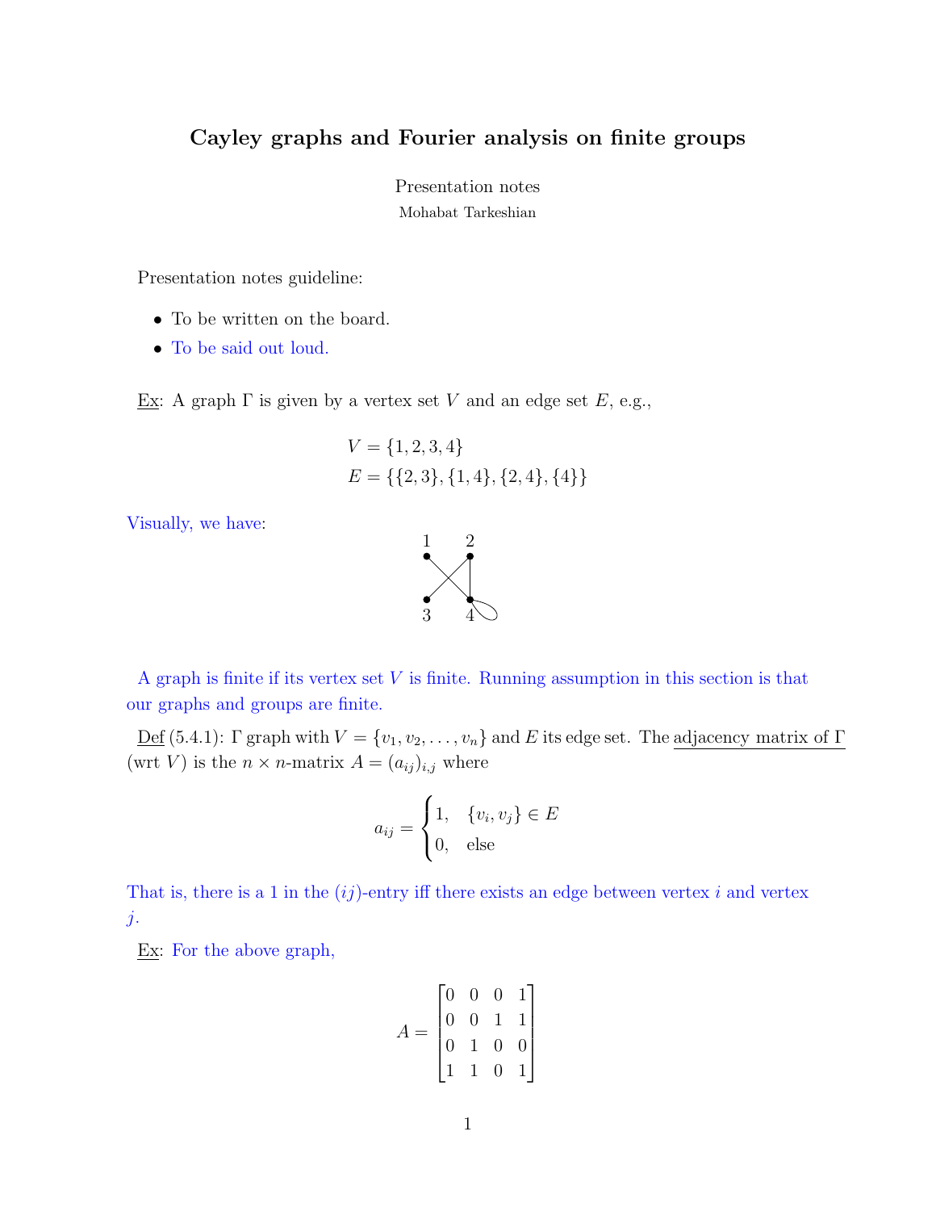# Cayley graphs and Fourier analysis on finite groups

Presentation notes

Mohabat Tarkeshian

Presentation notes guideline:

- To be written on the board.
- To be said out loud.

Ex: A graph $\Gamma$ is given by a vertex set $V$ and an edge set $E$, e.g.,

$$V = \{1, 2, 3, 4\}$$
$$E = \{\{2, 3\}, \{1, 4\}, \{2, 4\}, \{4\}\}$$

Visually, we have:

A graph is finite if its vertex set $V$ is finite. Running assumption in this section is that our graphs and groups are finite.

Def (5.4.1): $\Gamma$ graph with $V = \{v_1, v_2, \ldots, v_n\}$ and $E$ its edge set. The adjacency matrix of $\Gamma$ (wrt $V$) is the $n \times n$-matrix $A = (a_{ij})_{i,j}$ where

$$a_{ij} = \begin{cases} 1, & \{v_i, v_j\} \in E \\ 0, & \text{else} \end{cases}$$

That is, there is a 1 in the $(ij)$-entry iff there exists an edge between vertex $i$ and vertex $j$.

Ex: For the above graph,

$$A = \begin{bmatrix} 0 & 0 & 0 & 1 \\ 0 & 0 & 1 & 1 \\ 0 & 1 & 0 & 0 \\ 1 & 1 & 0 & 1 \end{bmatrix}$$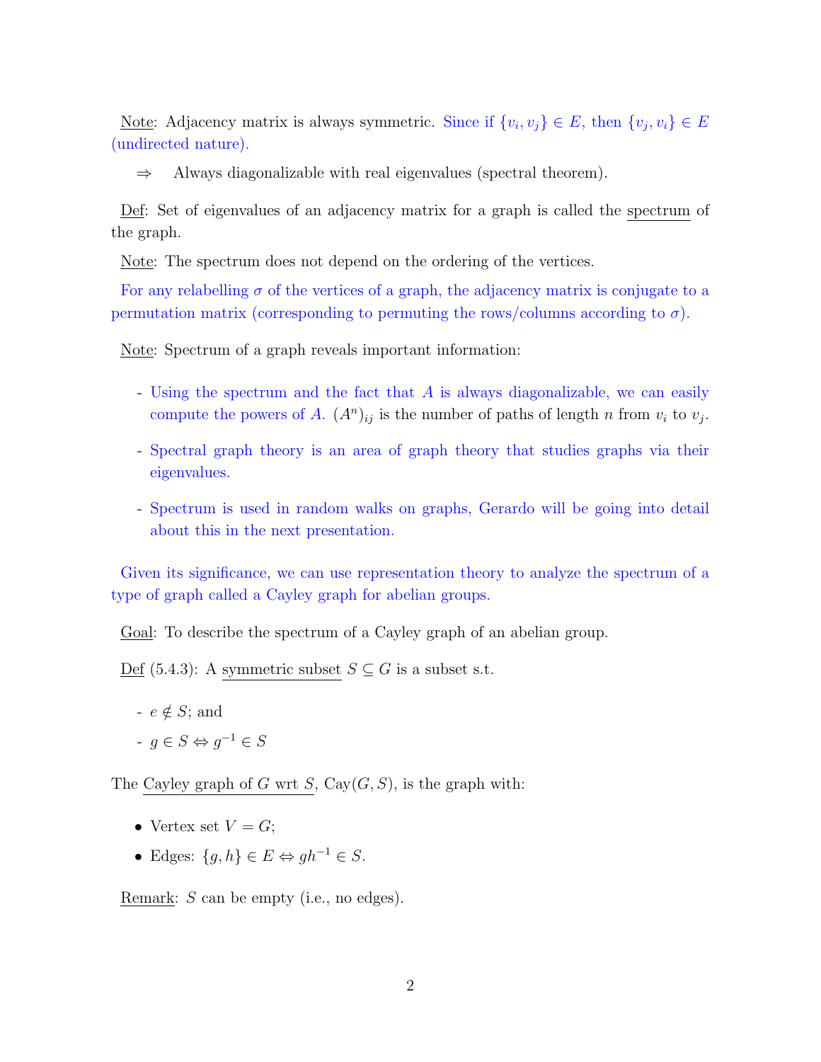Note: Adjacency matrix is always symmetric. Since if $\{v_i, v_j\} \in E$, then $\{v_j, v_i\} \in E$ (undirected nature).

$\Rightarrow$ Always diagonalizable with real eigenvalues (spectral theorem).

Def: Set of eigenvalues of an adjacency matrix for a graph is called the spectrum of the graph.

Note: The spectrum does not depend on the ordering of the vertices.

For any relabelling $\sigma$ of the vertices of a graph, the adjacency matrix is conjugate to a permutation matrix (corresponding to permuting the rows/columns according to $\sigma$).

Note: Spectrum of a graph reveals important information:

- Using the spectrum and the fact that $A$ is always diagonalizable, we can easily compute the powers of $A$. $(A^n)_{ij}$ is the number of paths of length $n$ from $v_i$ to $v_j$.
- Spectral graph theory is an area of graph theory that studies graphs via their eigenvalues.
- Spectrum is used in random walks on graphs, Gerardo will be going into detail about this in the next presentation.

Given its significance, we can use representation theory to analyze the spectrum of a type of graph called a Cayley graph for abelian groups.

Goal: To describe the spectrum of a Cayley graph of an abelian group.

Def (5.4.3): A symmetric subset $S \subseteq G$ is a subset s.t.

- $e \notin S$; and
- $g \in S \Leftrightarrow g^{-1} \in S$

The Cayley graph of $G$ wrt $S$, $\text{Cay}(G, S)$, is the graph with:

- Vertex set $V = G$;
- Edges: $\{g, h\} \in E \Leftrightarrow gh^{-1} \in S$.

Remark: $S$ can be empty (i.e., no edges).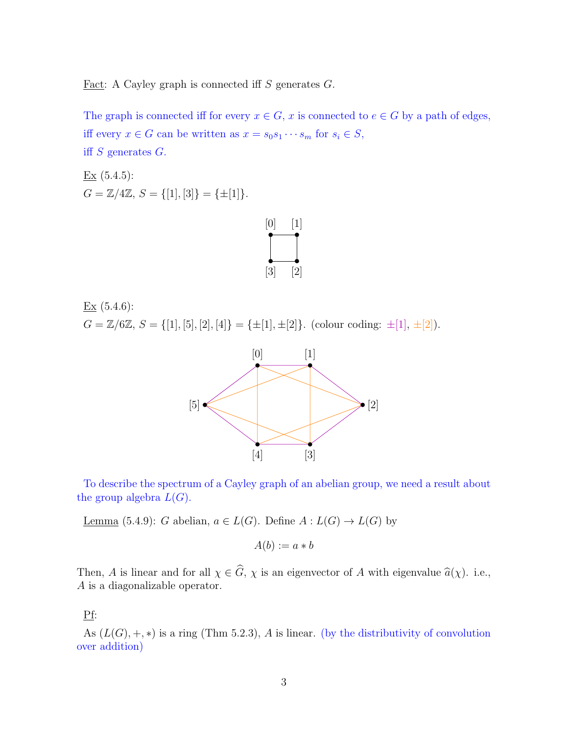Fact: A Cayley graph is connected iff $S$ generates $G$.

The graph is connected iff for every $x \in G$, $x$ is connected to $e \in G$ by a path of edges, iff every $x \in G$ can be written as $x = s_0 s_1 \cdots s_m$ for $s_i \in S$, iff $S$ generates $G$.

Ex (5.4.5):
$G = \mathbb{Z}/4\mathbb{Z}$, $S = \{[1], [3]\} = \{\pm[1]\}$.

Ex (5.4.6):
$G = \mathbb{Z}/6\mathbb{Z}$, $S = \{[1], [5], [2], [4]\} = \{\pm[1], \pm[2]\}$. (colour coding: $\pm[1]$, $\pm[2]$).

To describe the spectrum of a Cayley graph of an abelian group, we need a result about the group algebra $L(G)$.

Lemma (5.4.9): $G$ abelian, $a \in L(G)$. Define $A : L(G) \to L(G)$ by

$$A(b) := a * b$$

Then, $A$ is linear and for all $\chi \in \widehat{G}$, $\chi$ is an eigenvector of $A$ with eigenvalue $\widehat{a}(\chi)$. i.e., $A$ is a diagonalizable operator.

Pf:

As $(L(G), +, *)$ is a ring (Thm 5.2.3), $A$ is linear. (by the distributivity of convolution over addition)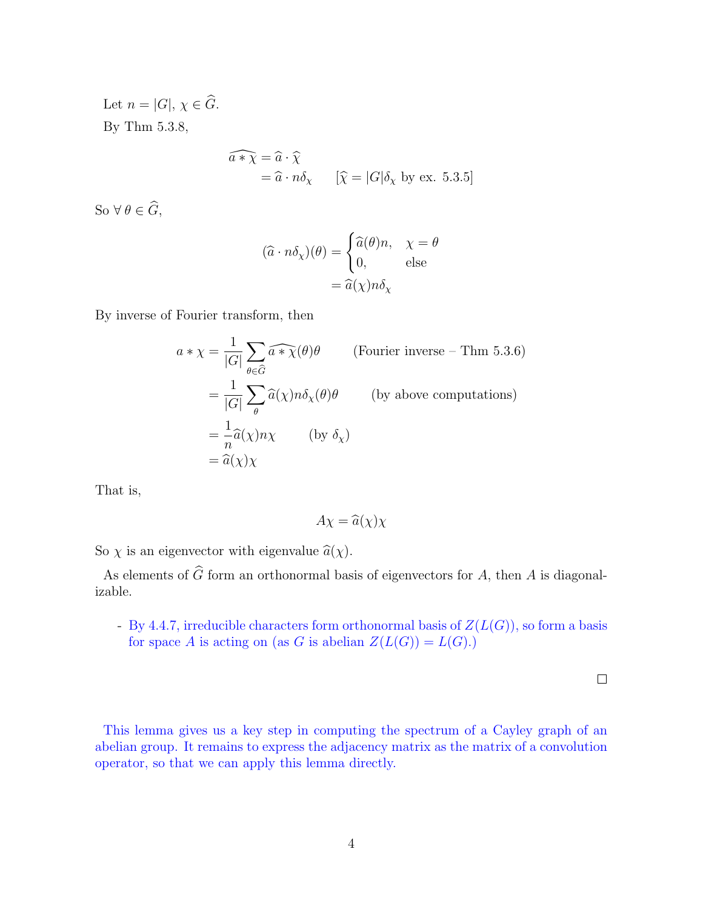Let $n = |G|$, $\chi \in \widehat{G}$.

By Thm 5.3.8,

$$\begin{aligned}
\widehat{a * \chi} &= \widehat{a} \cdot \widehat{\chi} \\
&= \widehat{a} \cdot n\delta_\chi \qquad [\widehat{\chi} = |G|\delta_\chi \text{ by ex. 5.3.5}]
\end{aligned}$$

So $\forall\, \theta \in \widehat{G}$,

$$\begin{aligned}
(\widehat{a} \cdot n\delta_\chi)(\theta) &= \begin{cases} \widehat{a}(\theta)n, & \chi = \theta \\ 0, & \text{else} \end{cases} \\
&= \widehat{a}(\chi)n\delta_\chi
\end{aligned}$$

By inverse of Fourier transform, then

$$\begin{aligned}
a * \chi &= \frac{1}{|G|} \sum_{\theta \in \widehat{G}} \widehat{a * \chi}(\theta)\theta \qquad \text{(Fourier inverse – Thm 5.3.6)} \\
&= \frac{1}{|G|} \sum_{\theta} \widehat{a}(\chi)n\delta_\chi(\theta)\theta \qquad \text{(by above computations)} \\
&= \frac{1}{n}\widehat{a}(\chi)n\chi \qquad (\text{by } \delta_\chi) \\
&= \widehat{a}(\chi)\chi
\end{aligned}$$

That is,

$$A\chi = \widehat{a}(\chi)\chi$$

So $\chi$ is an eigenvector with eigenvalue $\widehat{a}(\chi)$.

As elements of $\widehat{G}$ form an orthonormal basis of eigenvectors for $A$, then $A$ is diagonalizable.

- By 4.4.7, irreducible characters form orthonormal basis of $Z(L(G))$, so form a basis for space $A$ is acting on (as $G$ is abelian $Z(L(G)) = L(G)$.)

□

This lemma gives us a key step in computing the spectrum of a Cayley graph of an abelian group. It remains to express the adjacency matrix as the matrix of a convolution operator, so that we can apply this lemma directly.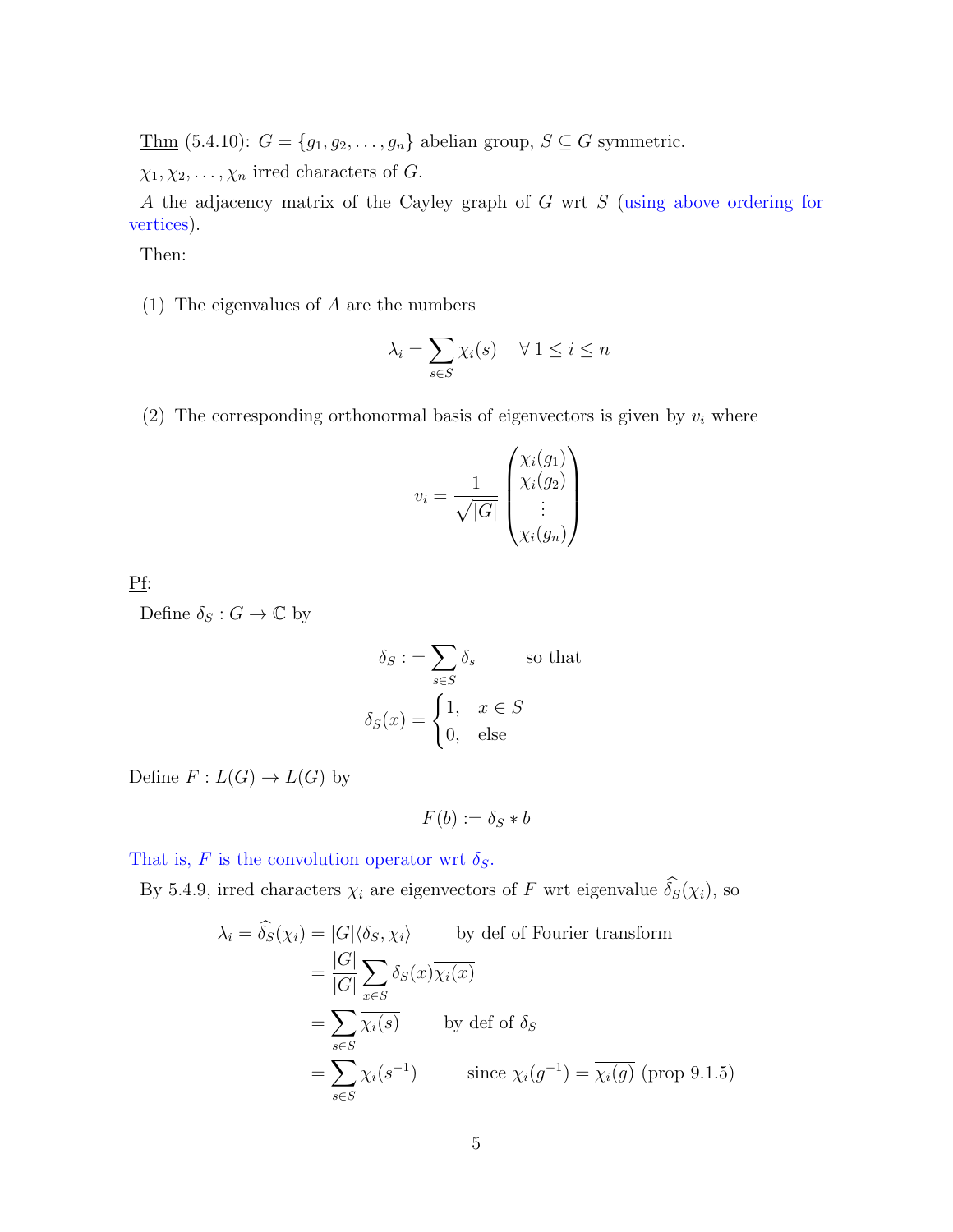<u>Thm</u> (5.4.10): $G = \{g_1, g_2, \ldots, g_n\}$ abelian group, $S \subseteq G$ symmetric.

$\chi_1, \chi_2, \ldots, \chi_n$ irred characters of $G$.

$A$ the adjacency matrix of the Cayley graph of $G$ wrt $S$ (using above ordering for vertices).

Then:

(1) The eigenvalues of $A$ are the numbers

$$\lambda_i = \sum_{s \in S} \chi_i(s) \quad \forall\, 1 \leq i \leq n$$

(2) The corresponding orthonormal basis of eigenvectors is given by $v_i$ where

$$v_i = \frac{1}{\sqrt{|G|}} \begin{pmatrix} \chi_i(g_1) \\ \chi_i(g_2) \\ \vdots \\ \chi_i(g_n) \end{pmatrix}$$

<u>Pf</u>:

Define $\delta_S : G \to \mathbb{C}$ by

$$\delta_S := \sum_{s \in S} \delta_s \qquad \text{so that}$$

$$\delta_S(x) = \begin{cases} 1, & x \in S \\ 0, & \text{else} \end{cases}$$

Define $F : L(G) \to L(G)$ by

$$F(b) := \delta_S * b$$

That is, $F$ is the convolution operator wrt $\delta_S$.

By 5.4.9, irred characters $\chi_i$ are eigenvectors of $F$ wrt eigenvalue $\widehat{\delta_S}(\chi_i)$, so

$$\begin{aligned}
\lambda_i = \widehat{\delta_S}(\chi_i) &= |G| \langle \delta_S, \chi_i \rangle \qquad \text{by def of Fourier transform} \\
&= \frac{|G|}{|G|} \sum_{x \in S} \delta_S(x) \overline{\chi_i(x)} \\
&= \sum_{s \in S} \overline{\chi_i(s)} \qquad \text{by def of } \delta_S \\
&= \sum_{s \in S} \chi_i(s^{-1}) \qquad \text{since } \chi_i(g^{-1}) = \overline{\chi_i(g)} \text{ (prop 9.1.5)}
\end{aligned}$$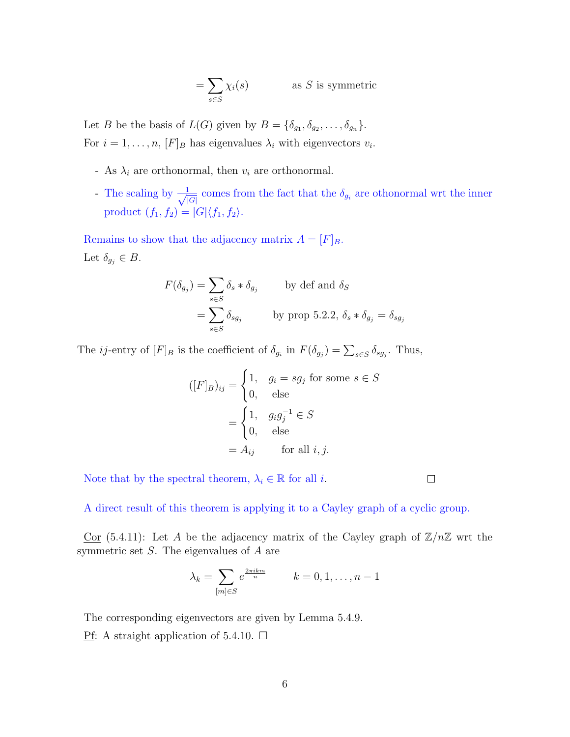$$= \sum_{s \in S} \chi_i(s) \qquad \text{as } S \text{ is symmetric}$$

Let $B$ be the basis of $L(G)$ given by $B = \{\delta_{g_1}, \delta_{g_2}, \ldots, \delta_{g_n}\}$.
For $i = 1, \ldots, n$, $[F]_B$ has eigenvalues $\lambda_i$ with eigenvectors $v_i$.

- As $\lambda_i$ are orthonormal, then $v_i$ are orthonormal.
- The scaling by $\frac{1}{\sqrt{|G|}}$ comes from the fact that the $\delta_{g_i}$ are othonormal wrt the inner product $(f_1, f_2) = |G|\langle f_1, f_2 \rangle$.

Remains to show that the adjacency matrix $A = [F]_B$.
Let $\delta_{g_j} \in B$.

$$F(\delta_{g_j}) = \sum_{s \in S} \delta_s * \delta_{g_j} \qquad \text{by def and } \delta_S$$

$$= \sum_{s \in S} \delta_{sg_j} \qquad \text{by prop 5.2.2, } \delta_s * \delta_{g_j} = \delta_{sg_j}$$

The $ij$-entry of $[F]_B$ is the coefficient of $\delta_{g_i}$ in $F(\delta_{g_j}) = \sum_{s \in S} \delta_{sg_j}$. Thus,

$$([F]_B)_{ij} = \begin{cases} 1, & g_i = sg_j \text{ for some } s \in S \\ 0, & \text{else} \end{cases}$$

$$= \begin{cases} 1, & g_i g_j^{-1} \in S \\ 0, & \text{else} \end{cases}$$

$$= A_{ij} \qquad \text{for all } i, j.$$

Note that by the spectral theorem, $\lambda_i \in \mathbb{R}$ for all $i$. □

A direct result of this theorem is applying it to a Cayley graph of a cyclic group.

Cor (5.4.11): Let $A$ be the adjacency matrix of the Cayley graph of $\mathbb{Z}/n\mathbb{Z}$ wrt the symmetric set $S$. The eigenvalues of $A$ are

$$\lambda_k = \sum_{[m] \in S} e^{\frac{2\pi i k m}{n}} \qquad k = 0, 1, \ldots, n-1$$

The corresponding eigenvectors are given by Lemma 5.4.9.

Pf: A straight application of 5.4.10. □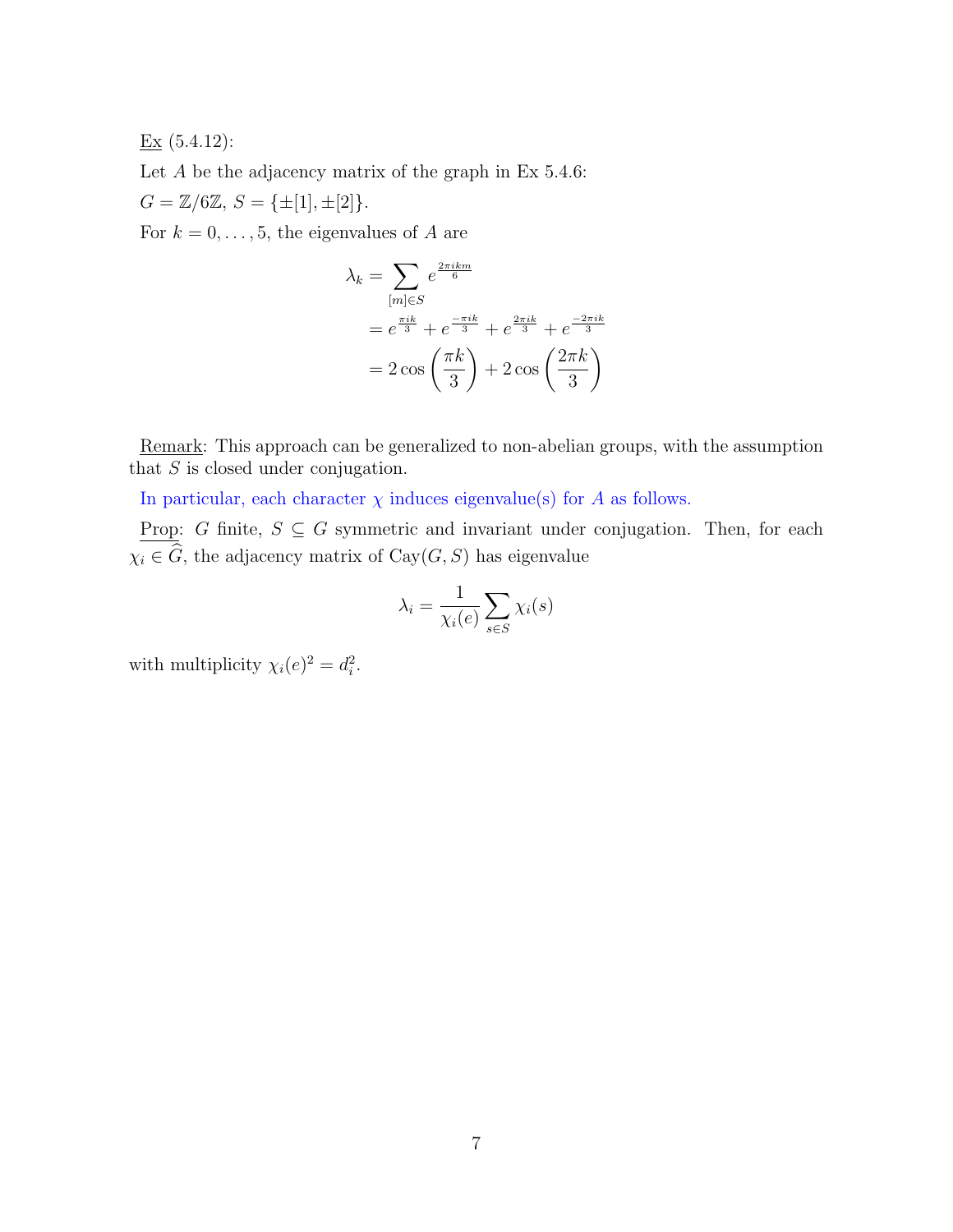<u>Ex</u> (5.4.12):

Let $A$ be the adjacency matrix of the graph in Ex 5.4.6:

$G = \mathbb{Z}/6\mathbb{Z}$, $S = \{\pm[1], \pm[2]\}$.

For $k = 0, \ldots, 5$, the eigenvalues of $A$ are

$$
\begin{aligned}
\lambda_k &= \sum_{[m] \in S} e^{\frac{2\pi i k m}{6}} \\
&= e^{\frac{\pi i k}{3}} + e^{\frac{-\pi i k}{3}} + e^{\frac{2\pi i k}{3}} + e^{\frac{-2\pi i k}{3}} \\
&= 2\cos\left(\frac{\pi k}{3}\right) + 2\cos\left(\frac{2\pi k}{3}\right)
\end{aligned}
$$

<u>Remark</u>: This approach can be generalized to non-abelian groups, with the assumption that $S$ is closed under conjugation.

In particular, each character $\chi$ induces eigenvalue(s) for $A$ as follows.

<u>Prop</u>: $G$ finite, $S \subseteq G$ symmetric and invariant under conjugation. Then, for each $\chi_i \in \widehat{G}$, the adjacency matrix of $\mathrm{Cay}(G, S)$ has eigenvalue

$$
\lambda_i = \frac{1}{\chi_i(e)} \sum_{s \in S} \chi_i(s)
$$

with multiplicity $\chi_i(e)^2 = d_i^2$.